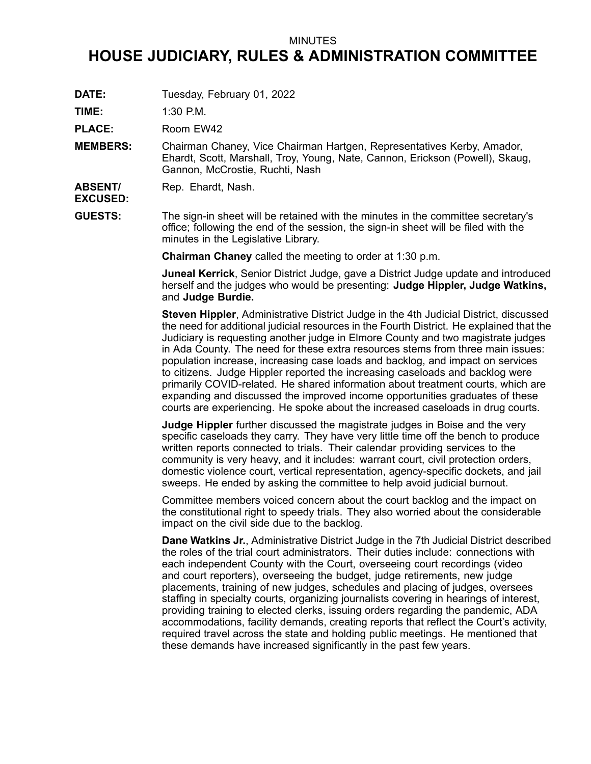MINUTES

# HOUSE JUDICIARY, RULES & ADMINISTRATION COMMITTEE

**DATE:** Tuesday, February 01, 2022

**TIME:** 1:30 P.M.

**PLACE:** Room EW42

**MEMBERS:** Chairman Chaney, Vice Chairman Hartgen, Representatives Kerby, Amador, Ehardt, Scott, Marshall, Troy, Young, Nate, Cannon, Erickson (Powell), Skaug, Gannon, McCrostie, Ruchti, Nash

**ABSENT/ EXCUSED:** Rep. Ehardt, Nash.

**GUESTS:** The sign-in sheet will be retained with the minutes in the committee secretary's office; following the end of the session, the sign-in sheet will be filed with the minutes in the Legislative Library.

**Chairman Chaney** called the meeting to order at 1:30 p.m.

**Juneal Kerrick**, Senior District Judge, gave a District Judge update and introduced herself and the judges who would be presenting: **Judge Hippler, Judge Watkins,** and **Judge Burdie.**

**Steven Hippler**, Administrative District Judge in the 4th Judicial District, discussed the need for additional judicial resources in the Fourth District. He explained that the Judiciary is requesting another judge in Elmore County and two magistrate judges in Ada County. The need for these extra resources stems from three main issues: population increase, increasing case loads and backlog, and impact on services to citizens. Judge Hippler reported the increasing caseloads and backlog were primarily COVID-related. He shared information about treatment courts, which are expanding and discussed the improved income opportunities graduates of these courts are experiencing. He spoke about the increased caseloads in drug courts.

**Judge Hippler** further discussed the magistrate judges in Boise and the very specific caseloads they carry. They have very little time off the bench to produce written reports connected to trials. Their calendar providing services to the community is very heavy, and it includes: warrant court, civil protection orders, domestic violence court, vertical representation, agency-specific dockets, and jail sweeps. He ended by asking the committee to help avoid judicial burnout.

Committee members voiced concern about the court backlog and the impact on the constitutional right to speedy trials. They also worried about the considerable impact on the civil side due to the backlog.

**Dane Watkins Jr.**, Administrative District Judge in the 7th Judicial District described the roles of the trial court administrators. Their duties include: connections with each independent County with the Court, overseeing court recordings (video and court reporters), overseeing the budget, judge retirements, new judge placements, training of new judges, schedules and placing of judges, oversees staffing in specialty courts, organizing journalists covering in hearings of interest, providing training to elected clerks, issuing orders regarding the pandemic, ADA accommodations, facility demands, creating reports that reflect the Court's activity, required travel across the state and holding public meetings. He mentioned that these demands have increased significantly in the past few years.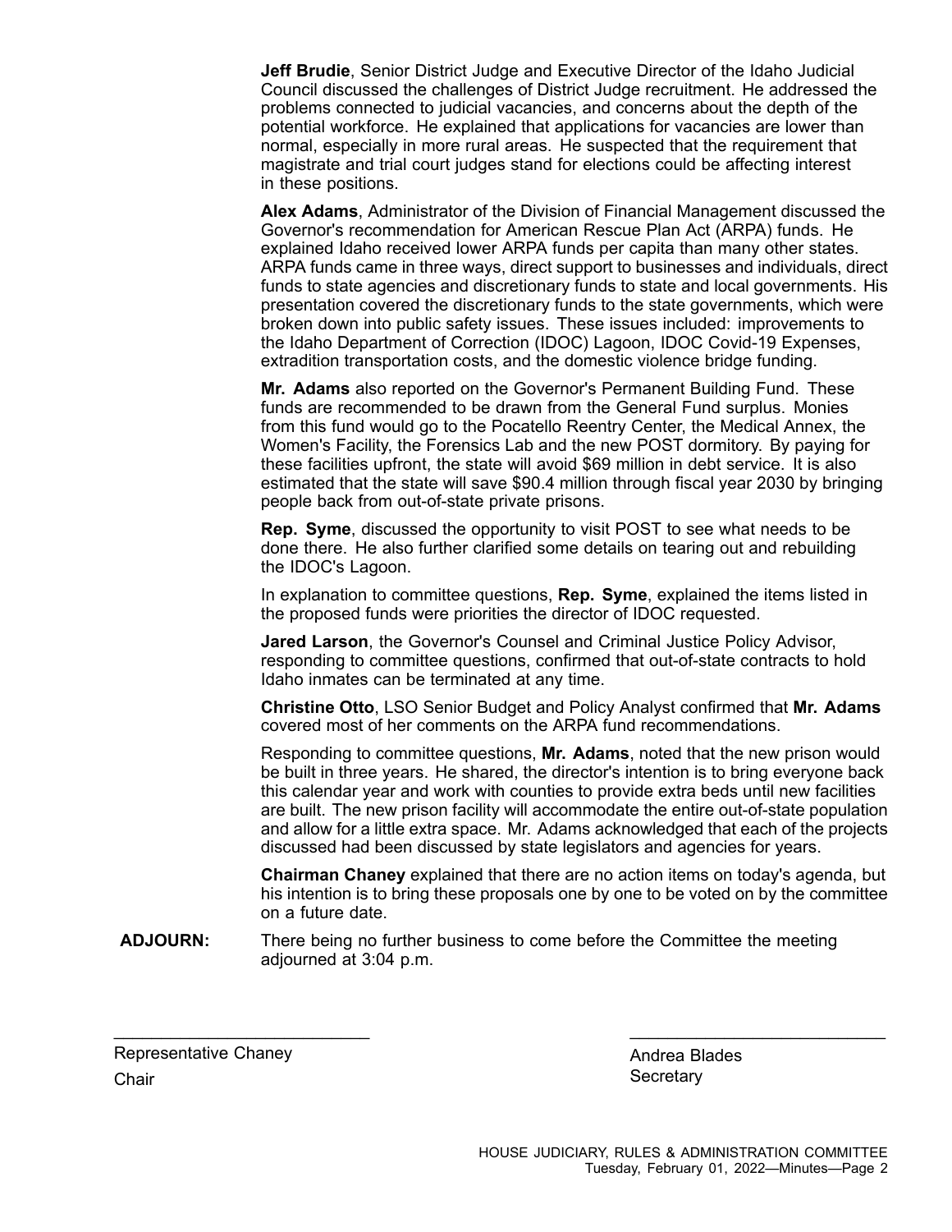**Jeff Brudie**, Senior District Judge and Executive Director of the Idaho Judicial Council discussed the challenges of District Judge recruitment. He addressed the problems connected to judicial vacancies, and concerns about the depth of the potential workforce. He explained that applications for vacancies are lower than normal, especially in more rural areas. He suspected that the requirement that magistrate and trial court judges stand for elections could be affecting interest in these positions.

**Alex Adams**, Administrator of the Division of Financial Management discussed the Governor's recommendation for American Rescue Plan Act (ARPA) funds. He explained Idaho received lower ARPA funds per capita than many other states. ARPA funds came in three ways, direct support to businesses and individuals, direct funds to state agencies and discretionary funds to state and local governments. His presentation covered the discretionary funds to the state governments, which were broken down into public safety issues. These issues included: improvements to the Idaho Department of Correction (IDOC) Lagoon, IDOC Covid-19 Expenses, extradition transportation costs, and the domestic violence bridge funding.

**Mr. Adams** also reported on the Governor's Permanent Building Fund. These funds are recommended to be drawn from the General Fund surplus. Monies from this fund would go to the Pocatello Reentry Center, the Medical Annex, the Women's Facility, the Forensics Lab and the new POST dormitory. By paying for these facilities upfront, the state will avoid $69 million in debt service. It is also estimated that the state will save $90.4 million through fiscal year 2030 by bringing people back from out-of-state private prisons.

**Rep. Syme**, discussed the opportunity to visit POST to see what needs to be done there. He also further clarified some details on tearing out and rebuilding the IDOC's Lagoon.

In explanation to committee questions, **Rep. Syme**, explained the items listed in the proposed funds were priorities the director of IDOC requested.

**Jared Larson**, the Governor's Counsel and Criminal Justice Policy Advisor, responding to committee questions, confirmed that out-of-state contracts to hold Idaho inmates can be terminated at any time.

**Christine Otto**, LSO Senior Budget and Policy Analyst confirmed that **Mr. Adams** covered most of her comments on the ARPA fund recommendations.

Responding to committee questions, **Mr. Adams**, noted that the new prison would be built in three years. He shared, the director's intention is to bring everyone back this calendar year and work with counties to provide extra beds until new facilities are built. The new prison facility will accommodate the entire out-of-state population and allow for a little extra space. Mr. Adams acknowledged that each of the projects discussed had been discussed by state legislators and agencies for years.

**Chairman Chaney** explained that there are no action items on today's agenda, but his intention is to bring these proposals one by one to be voted on by the committee on a future date.

**ADJOURN:** There being no further business to come before the Committee the meeting adjourned at 3:04 p.m.

___________________________
Representative Chaney
Chair

___________________________
Andrea Blades
Secretary